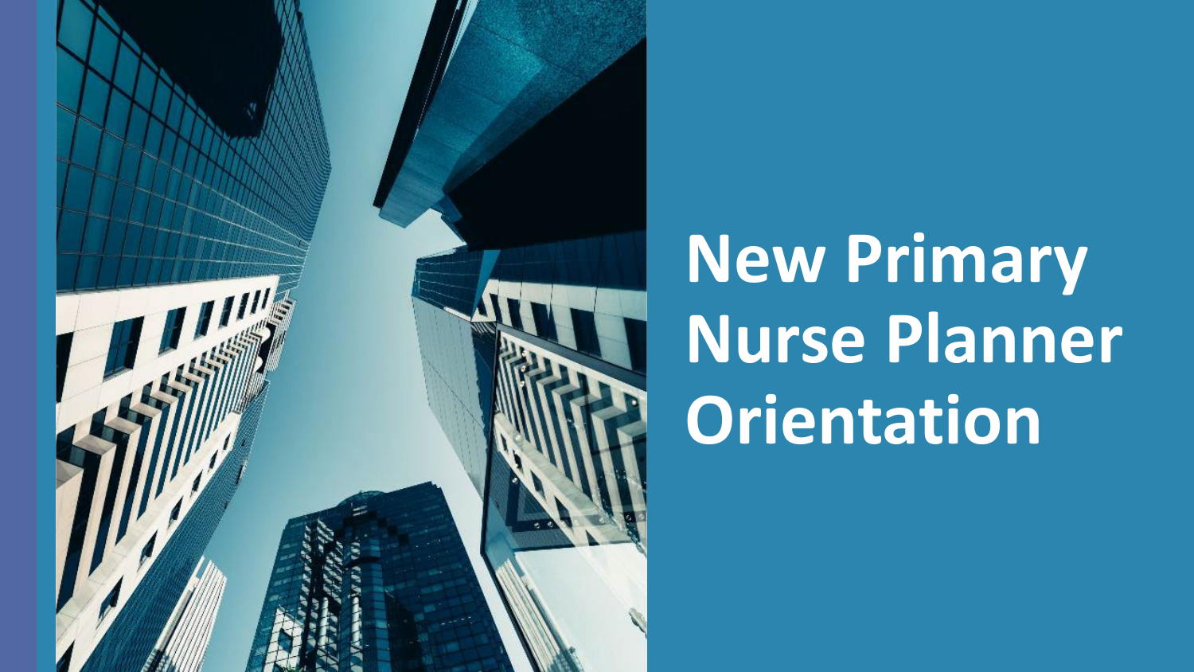# New Primary Nurse Planner Orientation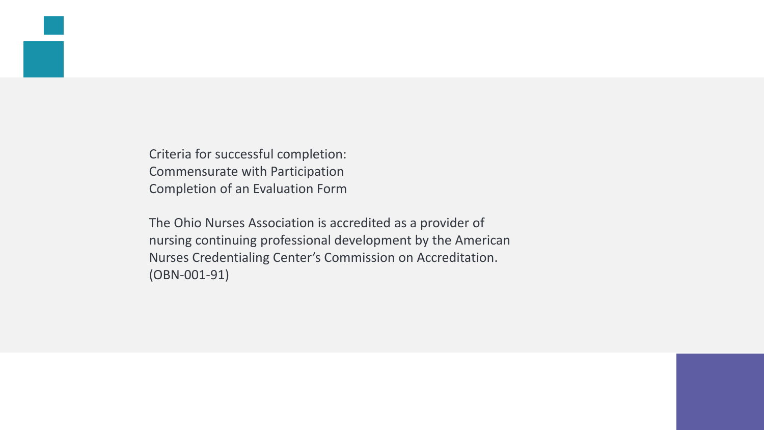Criteria for successful completion:
Commensurate with Participation
Completion of an Evaluation Form

The Ohio Nurses Association is accredited as a provider of nursing continuing professional development by the American Nurses Credentialing Center's Commission on Accreditation. (OBN-001-91)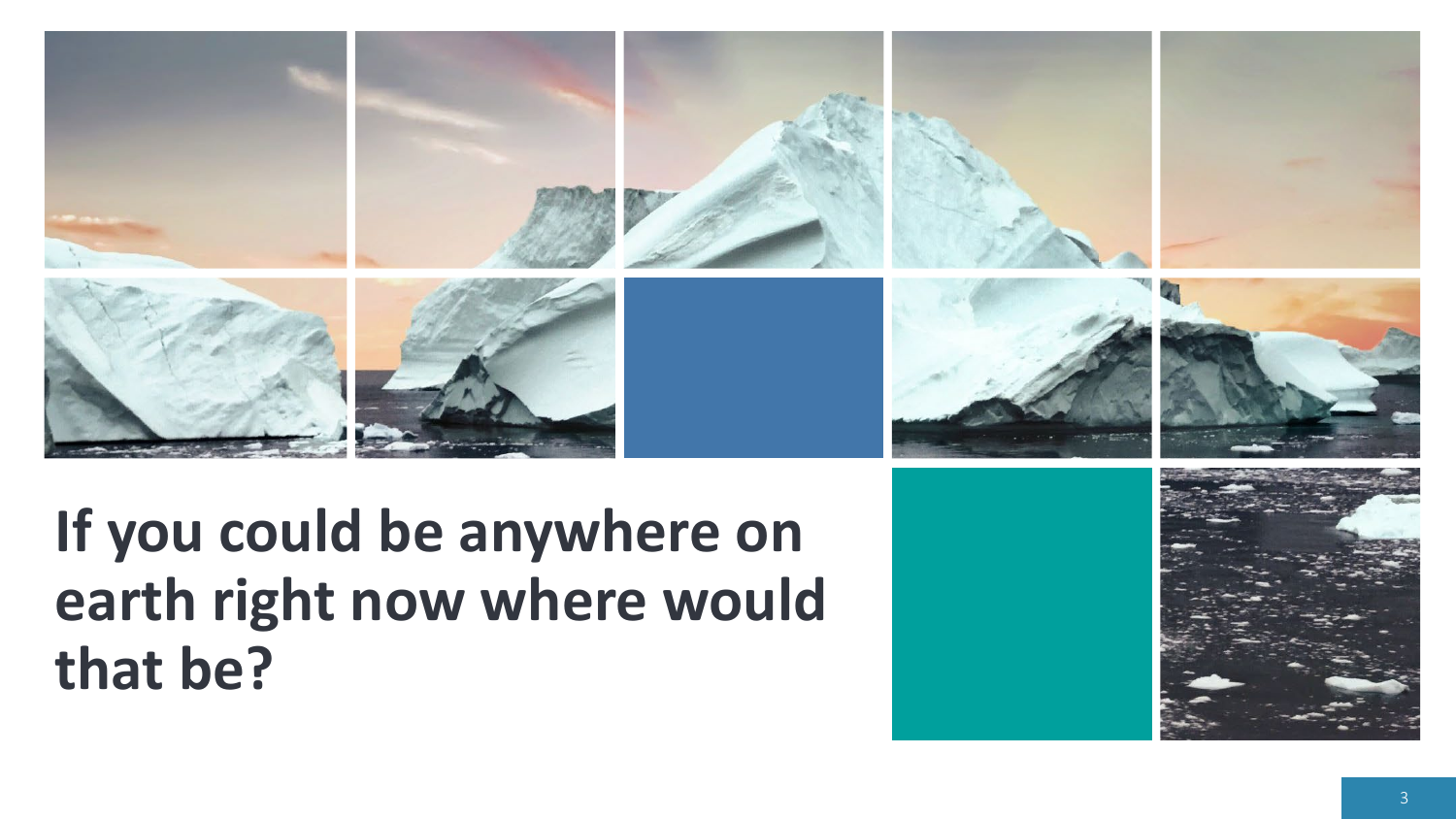# If you could be anywhere on earth right now where would that be?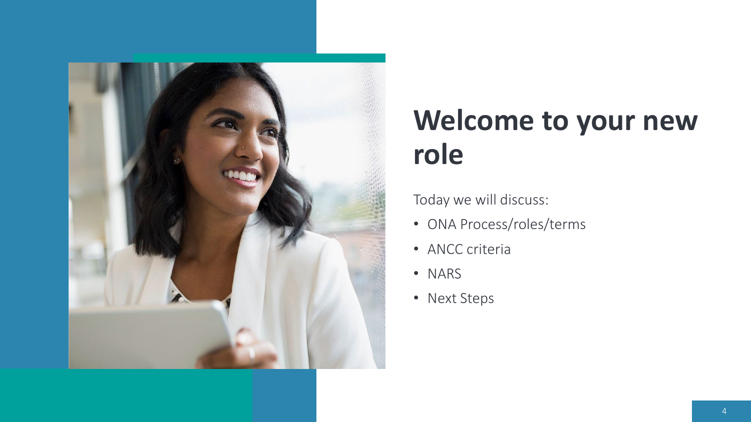# Welcome to your new role

Today we will discuss:

- ONA Process/roles/terms
- ANCC criteria
- NARS
- Next Steps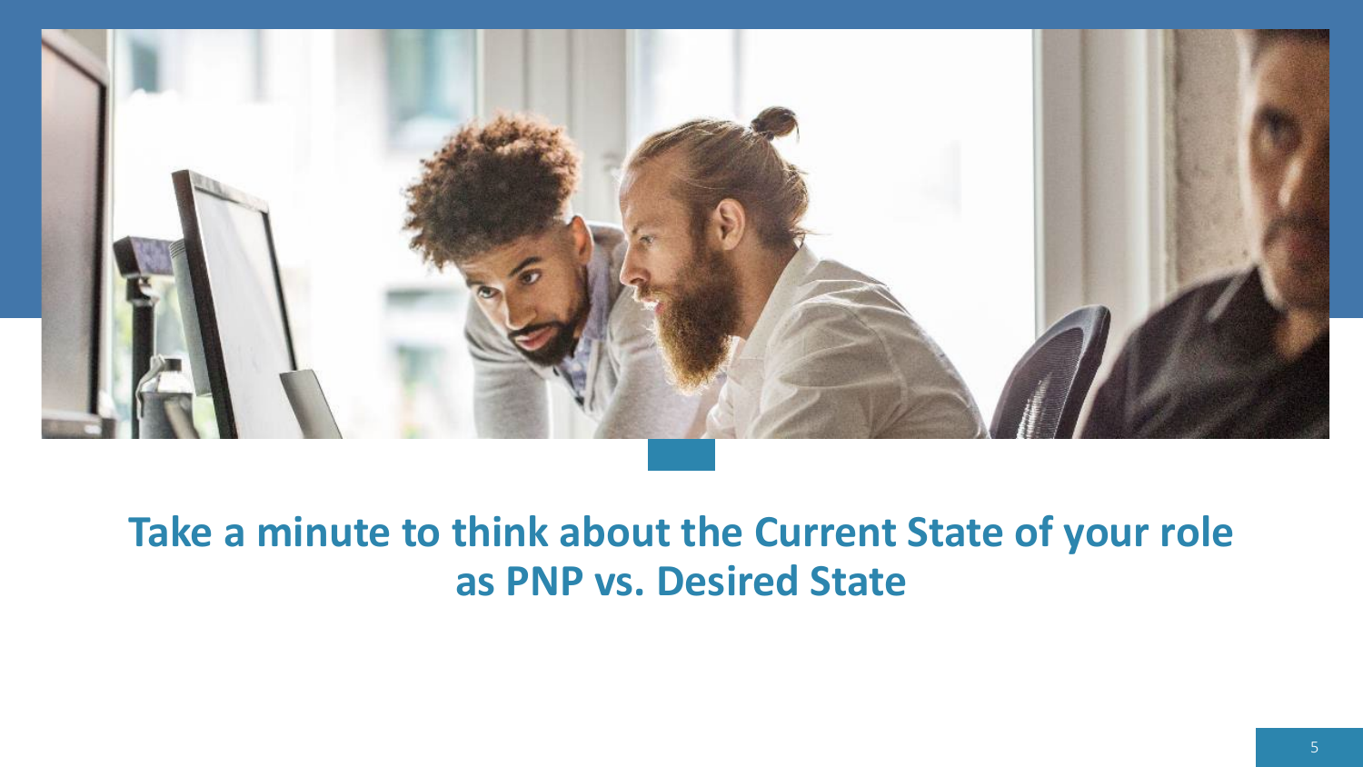**Take a minute to think about the Current State of your role as PNP vs. Desired State**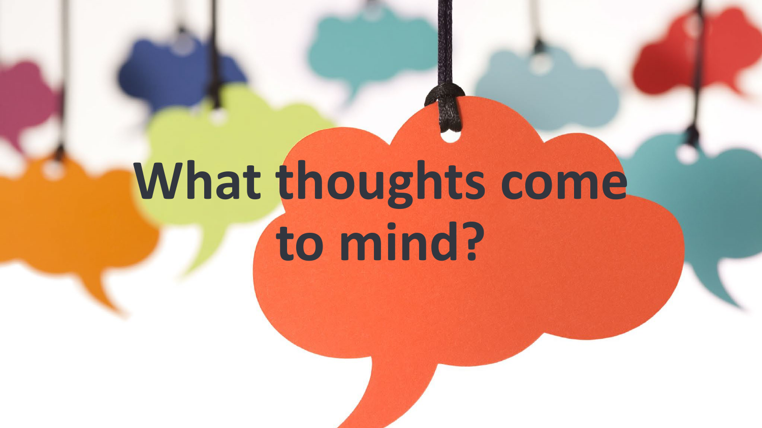# What thoughts come to mind?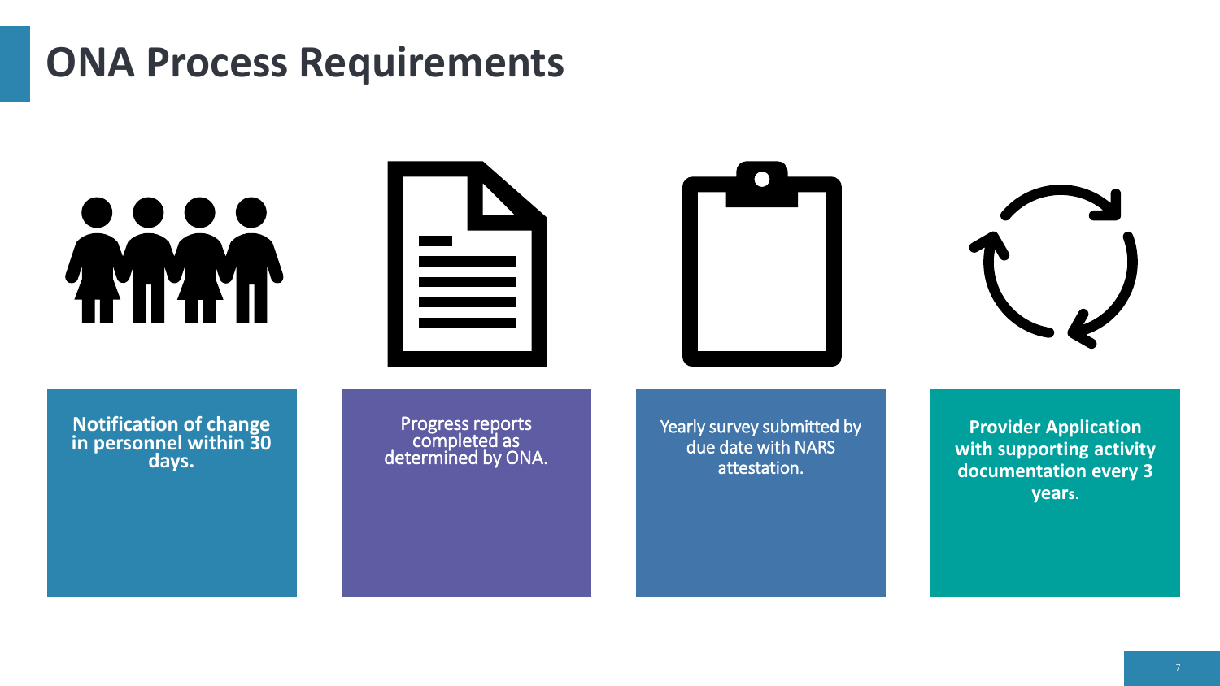# ONA Process Requirements

**Notification of change in personnel within 30 days.**

Progress reports completed as determined by ONA.

Yearly survey submitted by due date with NARS attestation.

**Provider Application with supporting activity documentation every 3 years.**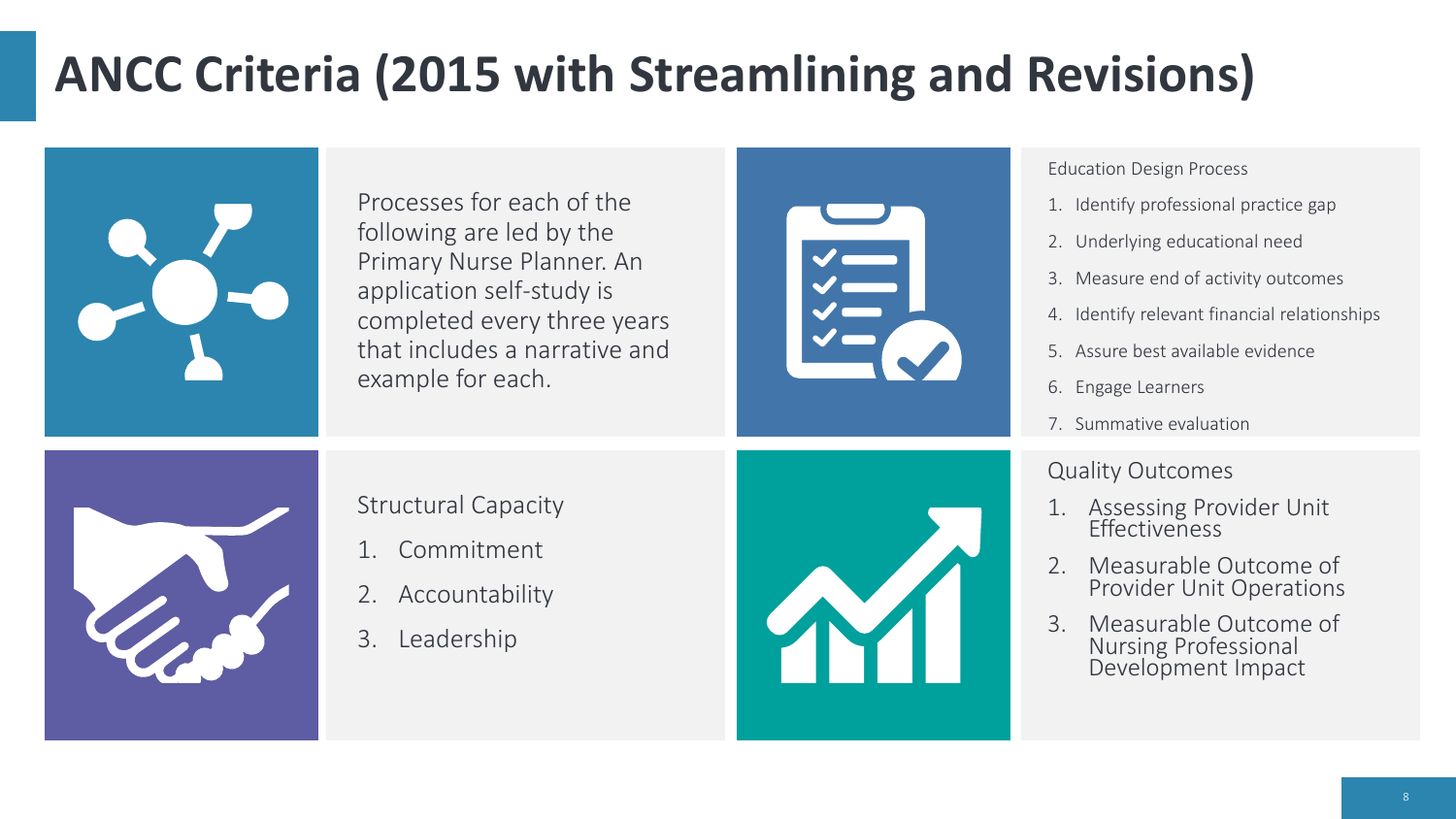# ANCC Criteria (2015 with Streamlining and Revisions)

Processes for each of the following are led by the Primary Nurse Planner. An application self-study is completed every three years that includes a narrative and example for each.

Education Design Process

1. Identify professional practice gap
2. Underlying educational need
3. Measure end of activity outcomes
4. Identify relevant financial relationships
5. Assure best available evidence
6. Engage Learners
7. Summative evaluation

Structural Capacity

1. Commitment
2. Accountability
3. Leadership

Quality Outcomes

1. Assessing Provider Unit Effectiveness
2. Measurable Outcome of Provider Unit Operations
3. Measurable Outcome of Nursing Professional Development Impact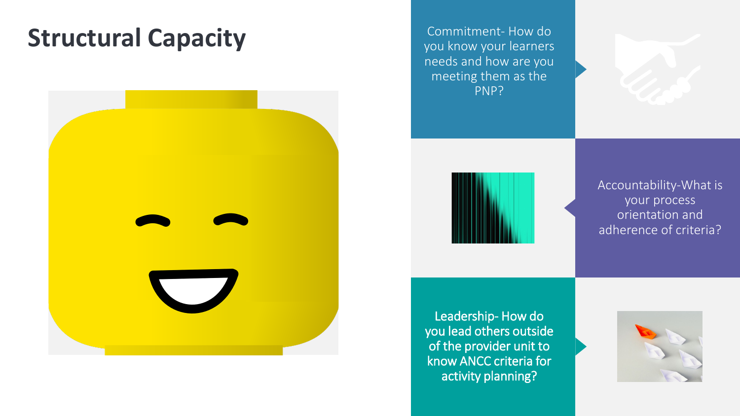# Structural Capacity

Commitment- How do you know your learners needs and how are you meeting them as the PNP?

Accountability-What is your process orientation and adherence of criteria?

Leadership- How do you lead others outside of the provider unit to know ANCC criteria for activity planning?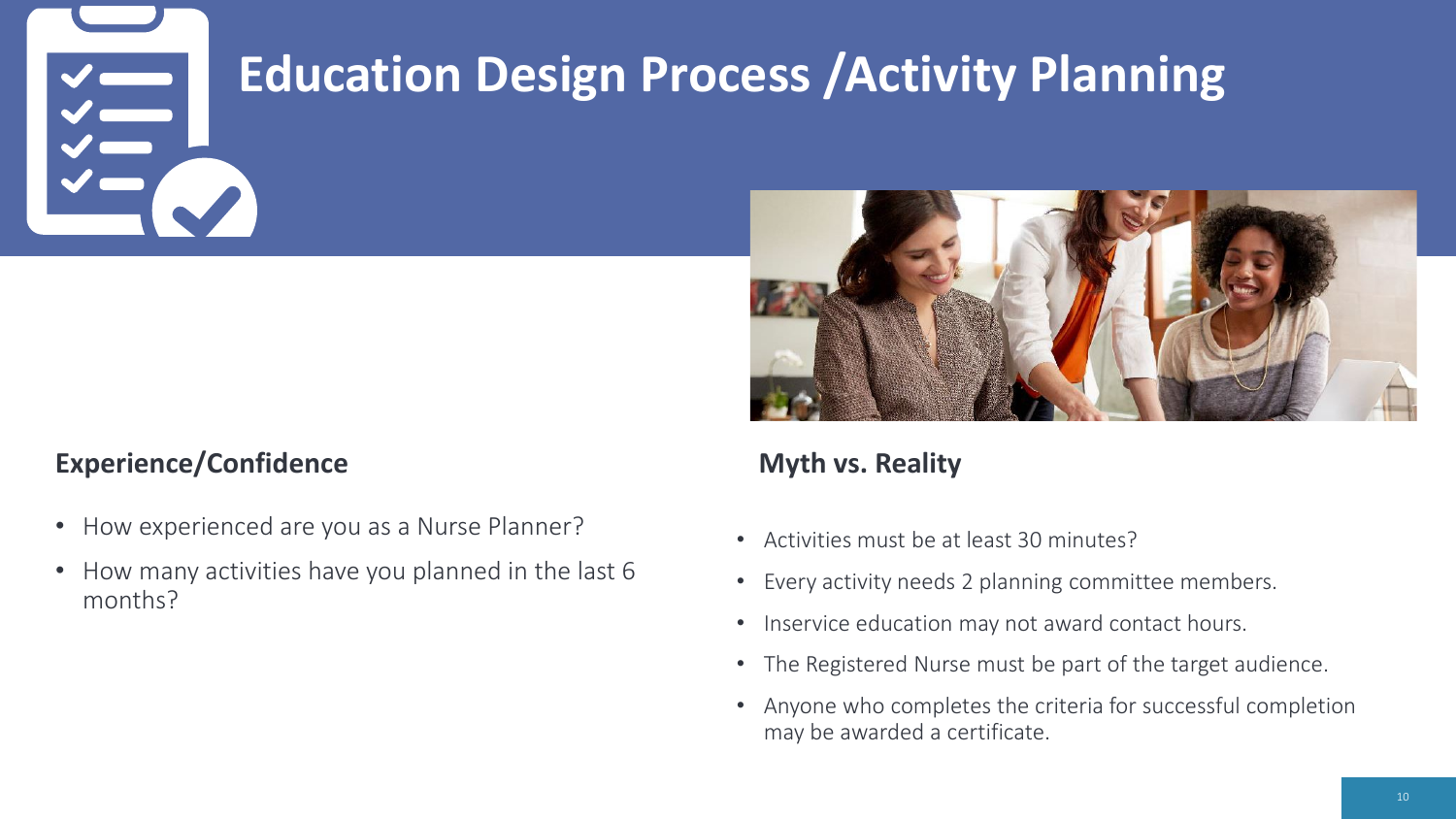# Education Design Process /Activity Planning

## Experience/Confidence

- How experienced are you as a Nurse Planner?
- How many activities have you planned in the last 6 months?

## Myth vs. Reality

- Activities must be at least 30 minutes?
- Every activity needs 2 planning committee members.
- Inservice education may not award contact hours.
- The Registered Nurse must be part of the target audience.
- Anyone who completes the criteria for successful completion may be awarded a certificate.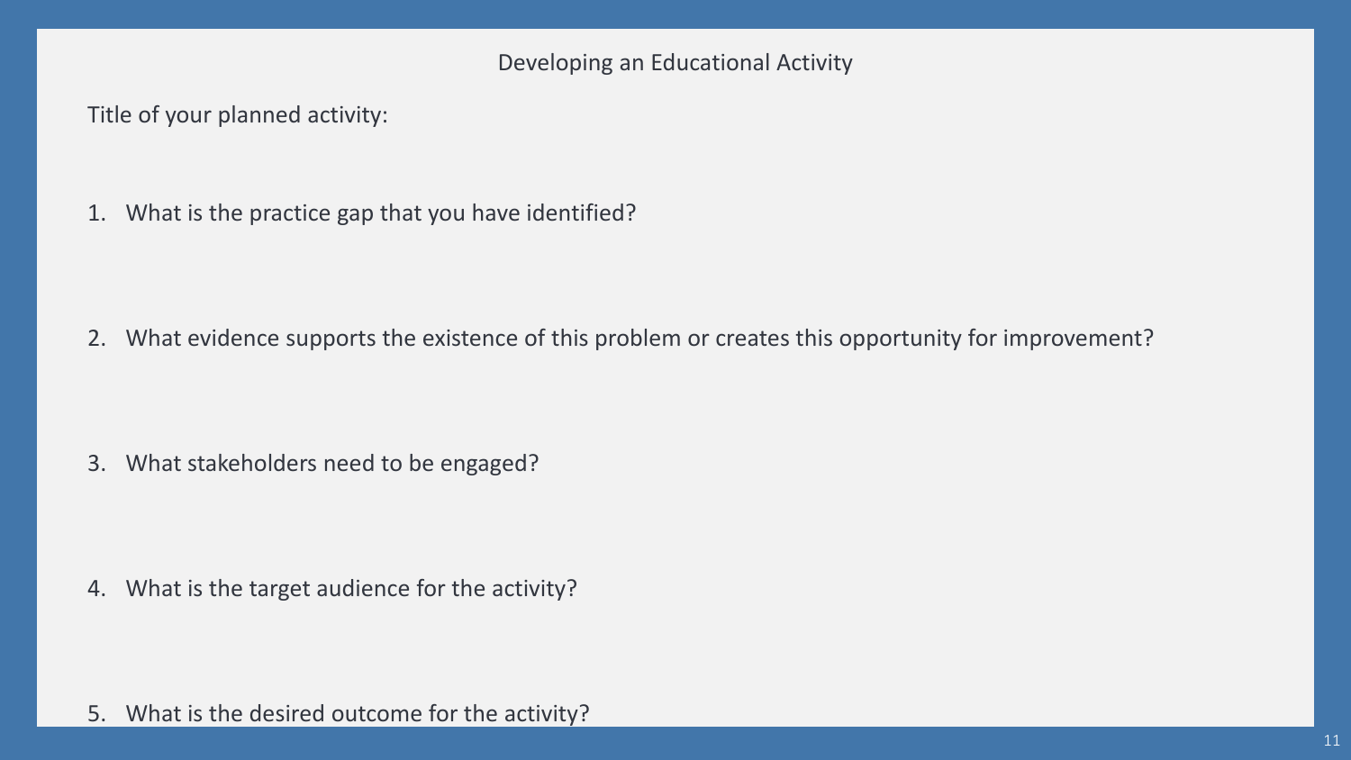# Developing an Educational Activity

Title of your planned activity:

1. What is the practice gap that you have identified?

2. What evidence supports the existence of this problem or creates this opportunity for improvement?

3. What stakeholders need to be engaged?

4. What is the target audience for the activity?

5. What is the desired outcome for the activity?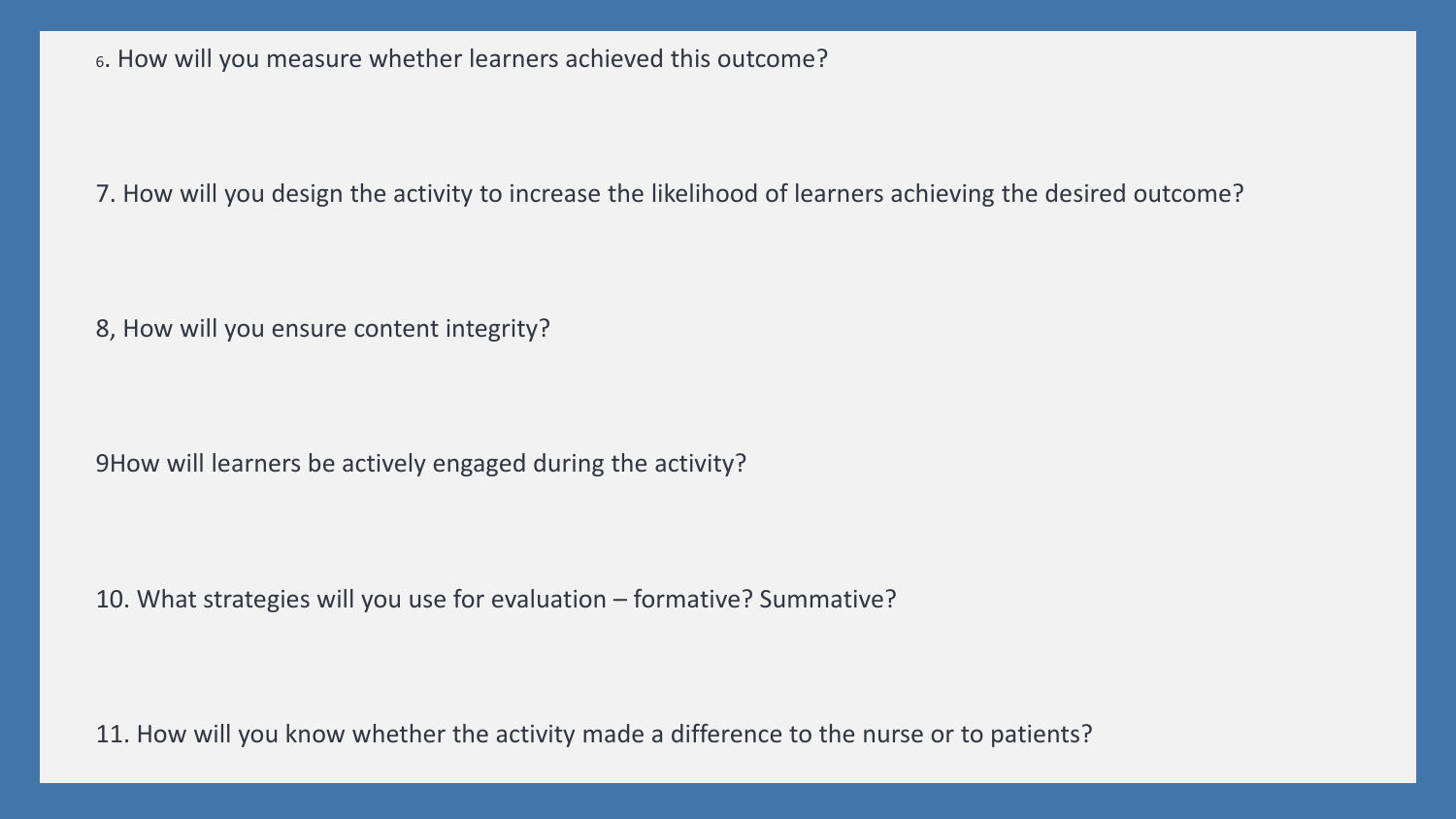6. How will you measure whether learners achieved this outcome?

7. How will you design the activity to increase the likelihood of learners achieving the desired outcome?

8, How will you ensure content integrity?

9How will learners be actively engaged during the activity?

10. What strategies will you use for evaluation – formative? Summative?

11. How will you know whether the activity made a difference to the nurse or to patients?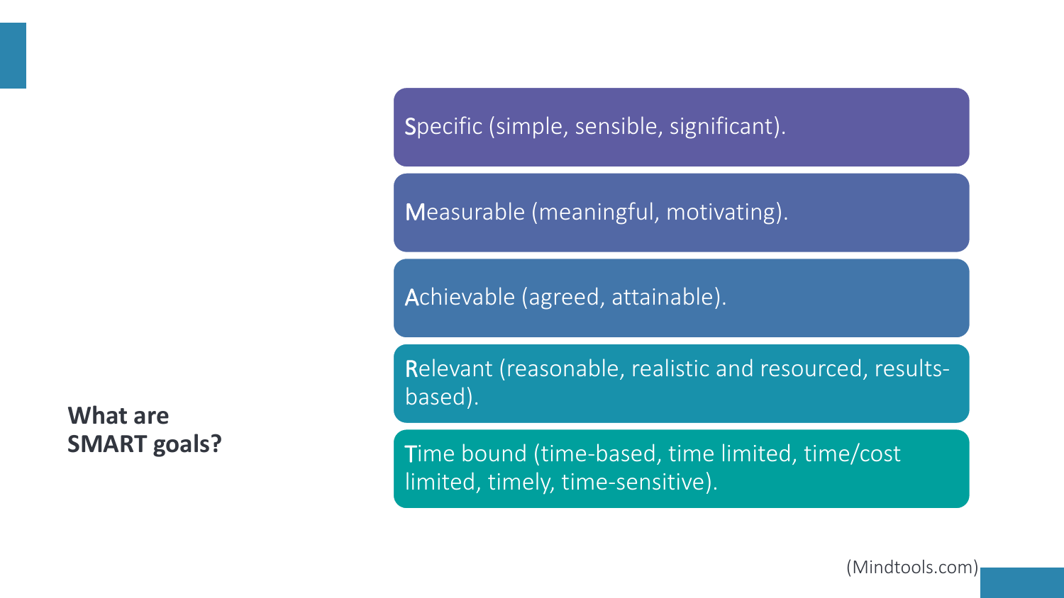## What are SMART goals?

- **S**pecific (simple, sensible, significant).
- **M**easurable (meaningful, motivating).
- **A**chievable (agreed, attainable).
- **R**elevant (reasonable, realistic and resourced, results-based).
- **T**ime bound (time-based, time limited, time/cost limited, timely, time-sensitive).

(Mindtools.com)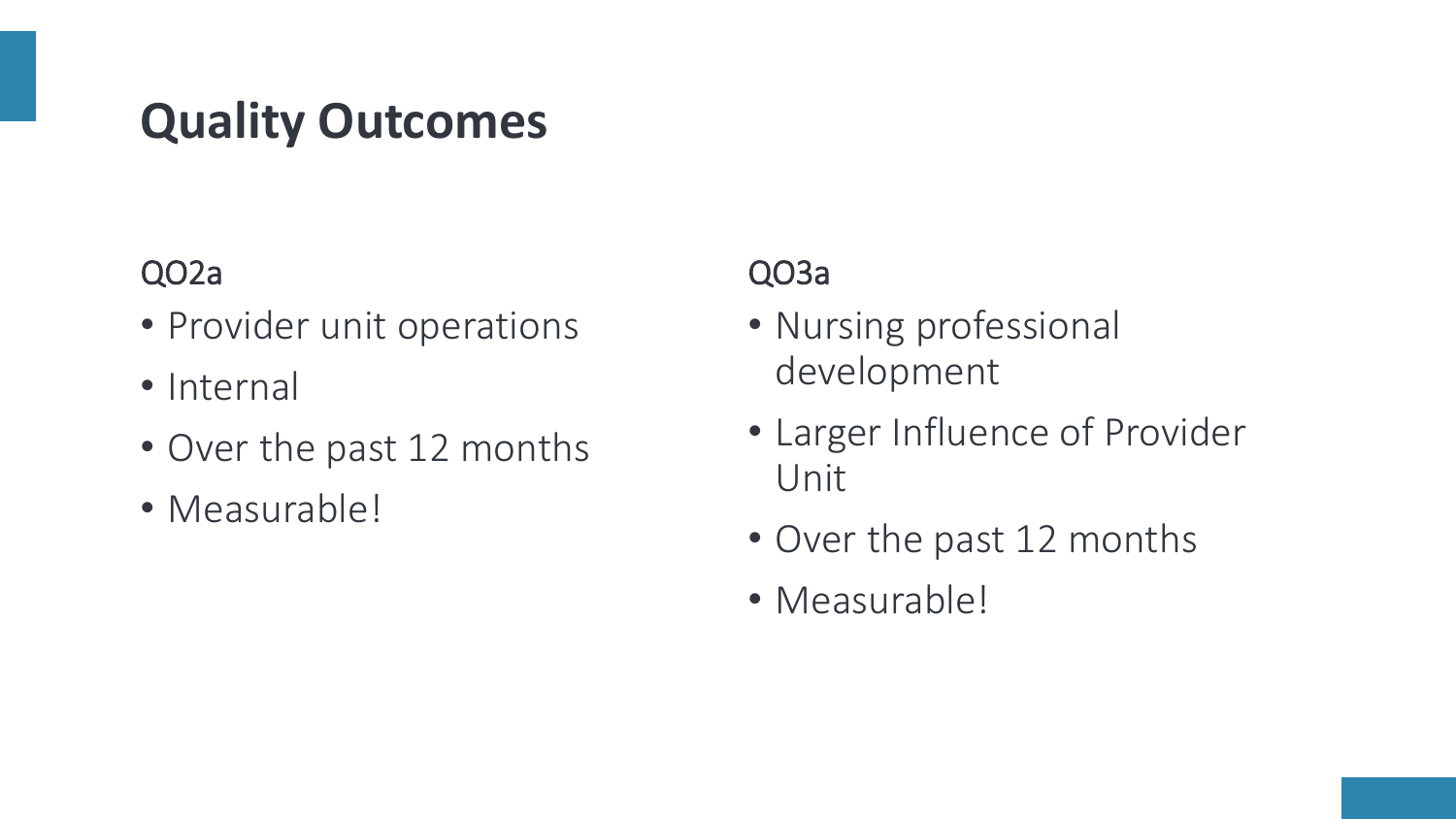# Quality Outcomes

QO2a

- Provider unit operations
- Internal
- Over the past 12 months
- Measurable!

QO3a

- Nursing professional development
- Larger Influence of Provider Unit
- Over the past 12 months
- Measurable!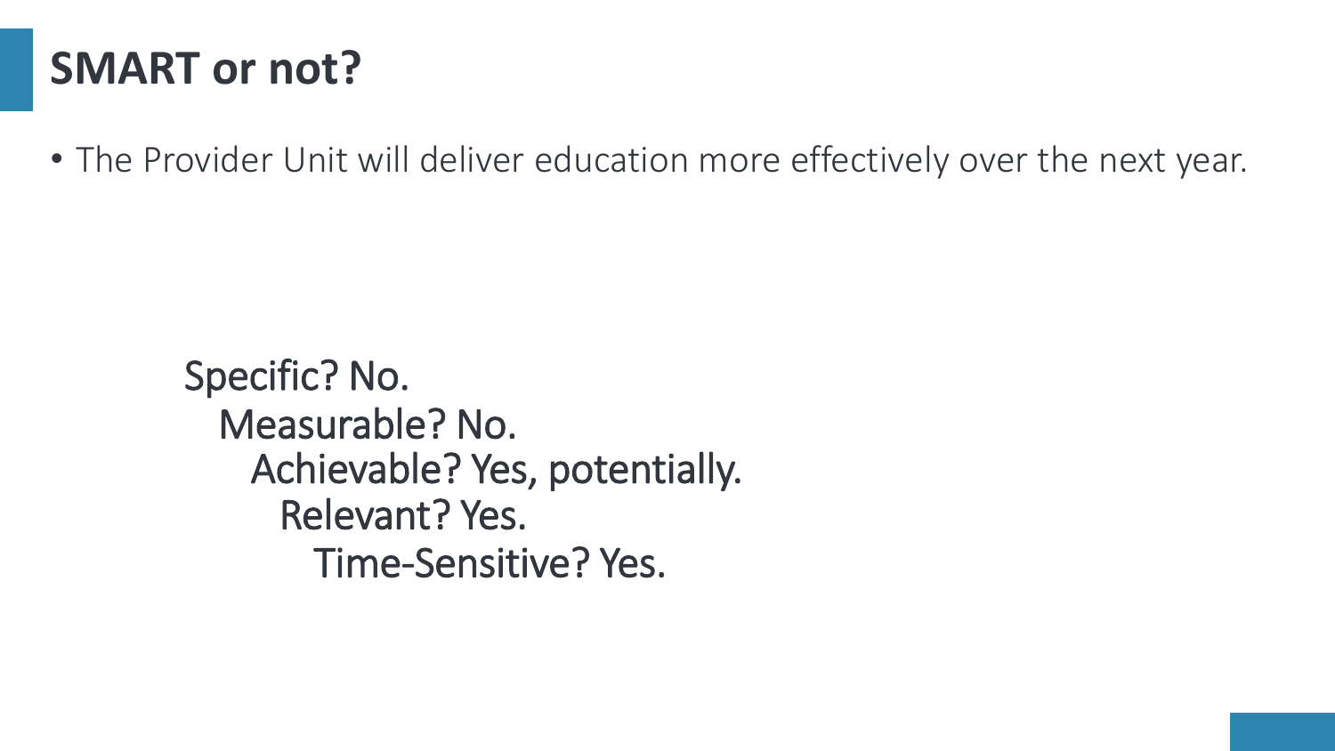# SMART or not?

- The Provider Unit will deliver education more effectively over the next year.

Specific? No.
Measurable? No.
Achievable? Yes, potentially.
Relevant? Yes.
Time-Sensitive? Yes.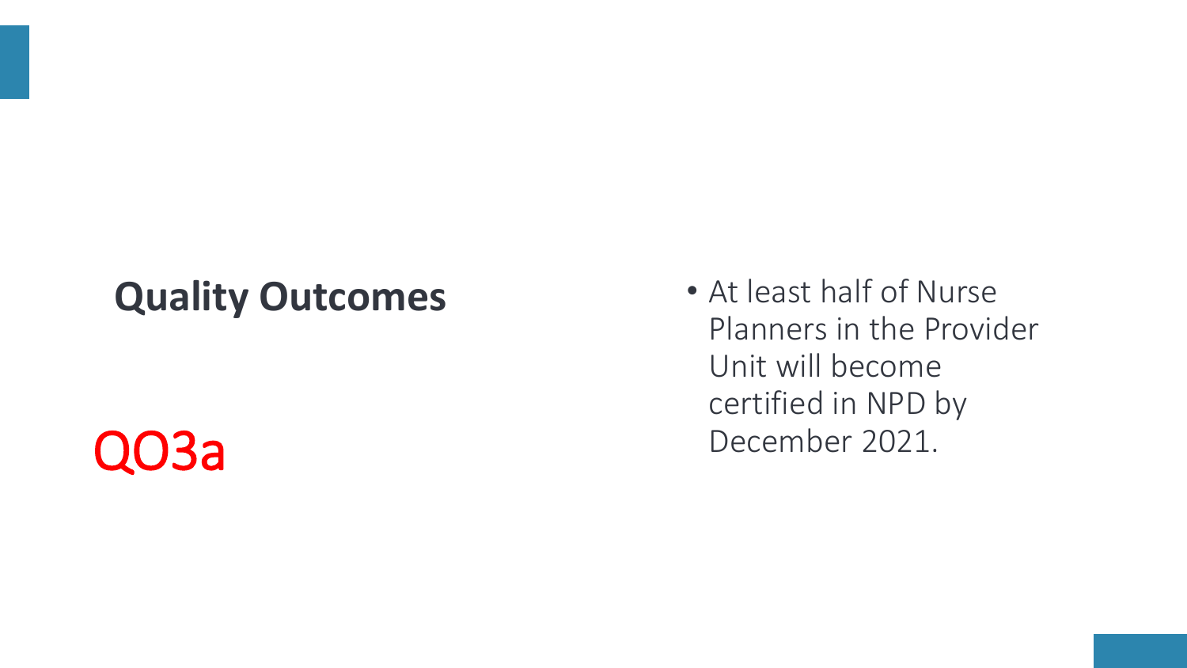## Quality Outcomes

QO3a

- At least half of Nurse Planners in the Provider Unit will become certified in NPD by December 2021.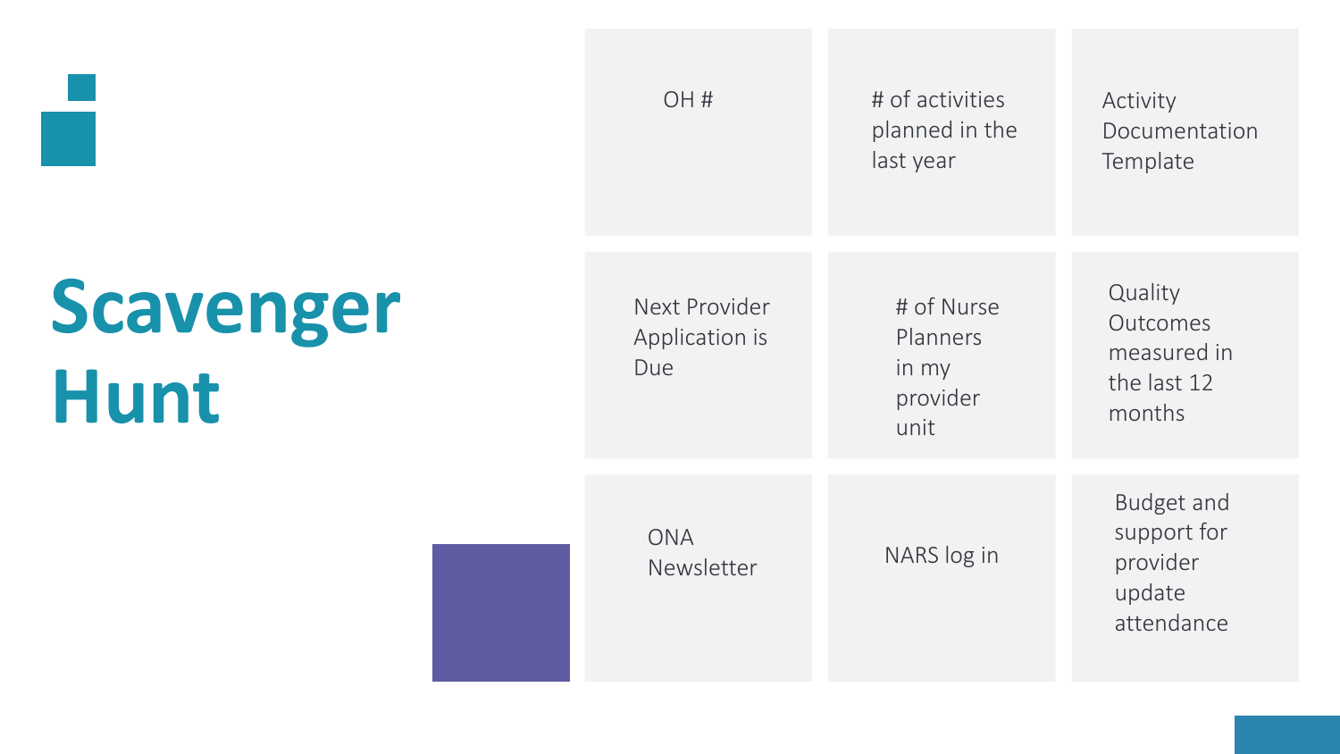# Scavenger Hunt

| | | |
|---|---|---|
| OH # | # of activities planned in the last year | Activity Documentation Template |
| Next Provider Application is Due | # of Nurse Planners in my provider unit | Quality Outcomes measured in the last 12 months |
| ONA Newsletter | NARS log in | Budget and support for provider update attendance |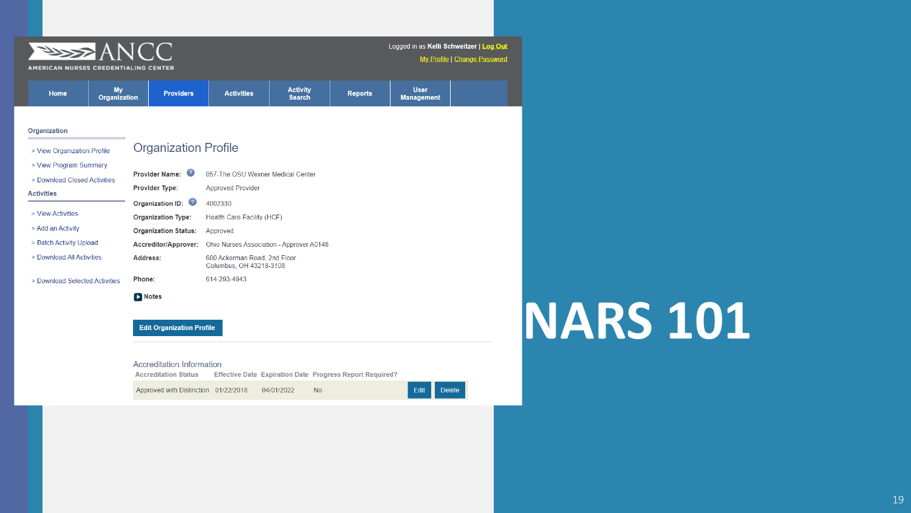# NARS 101

ANCC
AMERICAN NURSES CREDENTIALING CENTER

Logged in as Kelli Schweitzer | Log Out

My Profile | Change Password

Home | My Organization | Providers | Activities | Activity Search | Reports | User Management

**Organization**

- > View Organization Profile
- > View Program Summary
- > Download Closed Activities

**Activities**

- > View Activities
- > Add an Activity
- > Batch Activity Upload
- > Download All Activities
- > Download Selected Activities

## Organization Profile

**Provider Name:** 057-The OSU Wexner Medical Center

**Provider Type:** Approved Provider

**Organization ID:** 4002330

**Organization Type:** Health Care Facility (HCF)

**Organization Status:** Approved

**Accreditor/Approver:** Ohio Nurses Association - Approver A0148

**Address:** 600 Ackerman Road, 2nd Floor
Columbus, OH 43218-3108

**Phone:** 614-293-4943

**Notes**

Edit Organization Profile

Accreditation Information

| Accreditation Status | Effective Date | Expiration Date | Progress Report Required? | | |
| --- | --- | --- | --- | --- | --- |
| Approved with Distinction | 01/22/2018 | 04/01/2022 | No | Edit | Delete |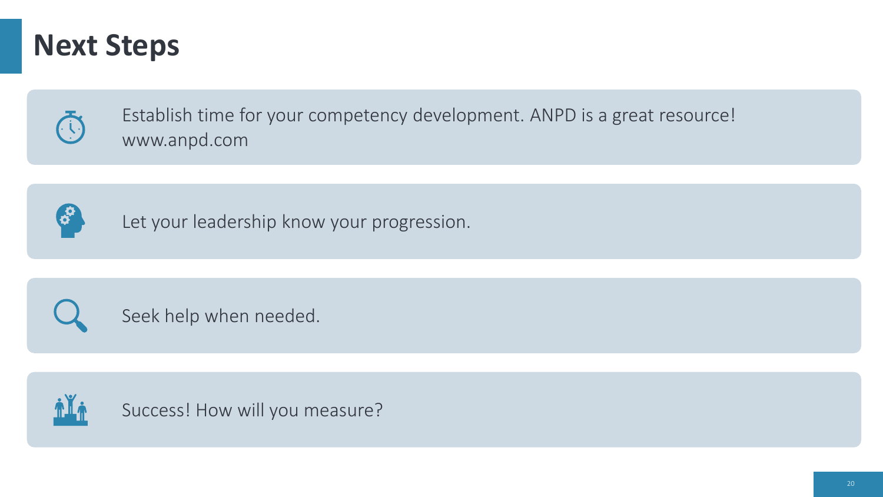# Next Steps

- Establish time for your competency development. ANPD is a great resource! www.anpd.com
- Let your leadership know your progression.
- Seek help when needed.
- Success! How will you measure?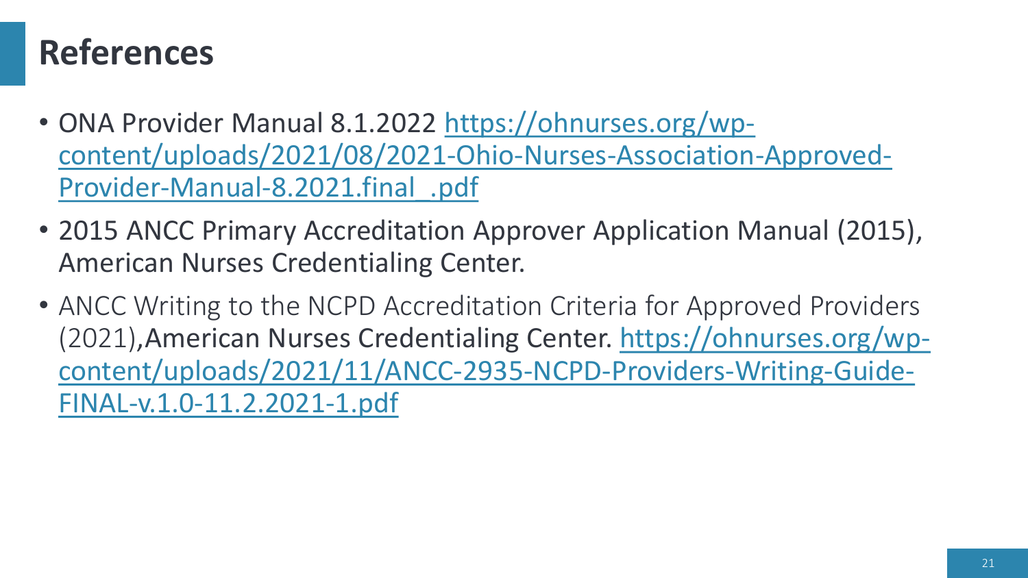# References

- ONA Provider Manual 8.1.2022 https://ohnurses.org/wp-content/uploads/2021/08/2021-Ohio-Nurses-Association-Approved-Provider-Manual-8.2021.final_.pdf
- 2015 ANCC Primary Accreditation Approver Application Manual (2015), American Nurses Credentialing Center.
- ANCC Writing to the NCPD Accreditation Criteria for Approved Providers (2021),American Nurses Credentialing Center. https://ohnurses.org/wp-content/uploads/2021/11/ANCC-2935-NCPD-Providers-Writing-Guide-FINAL-v.1.0-11.2.2021-1.pdf